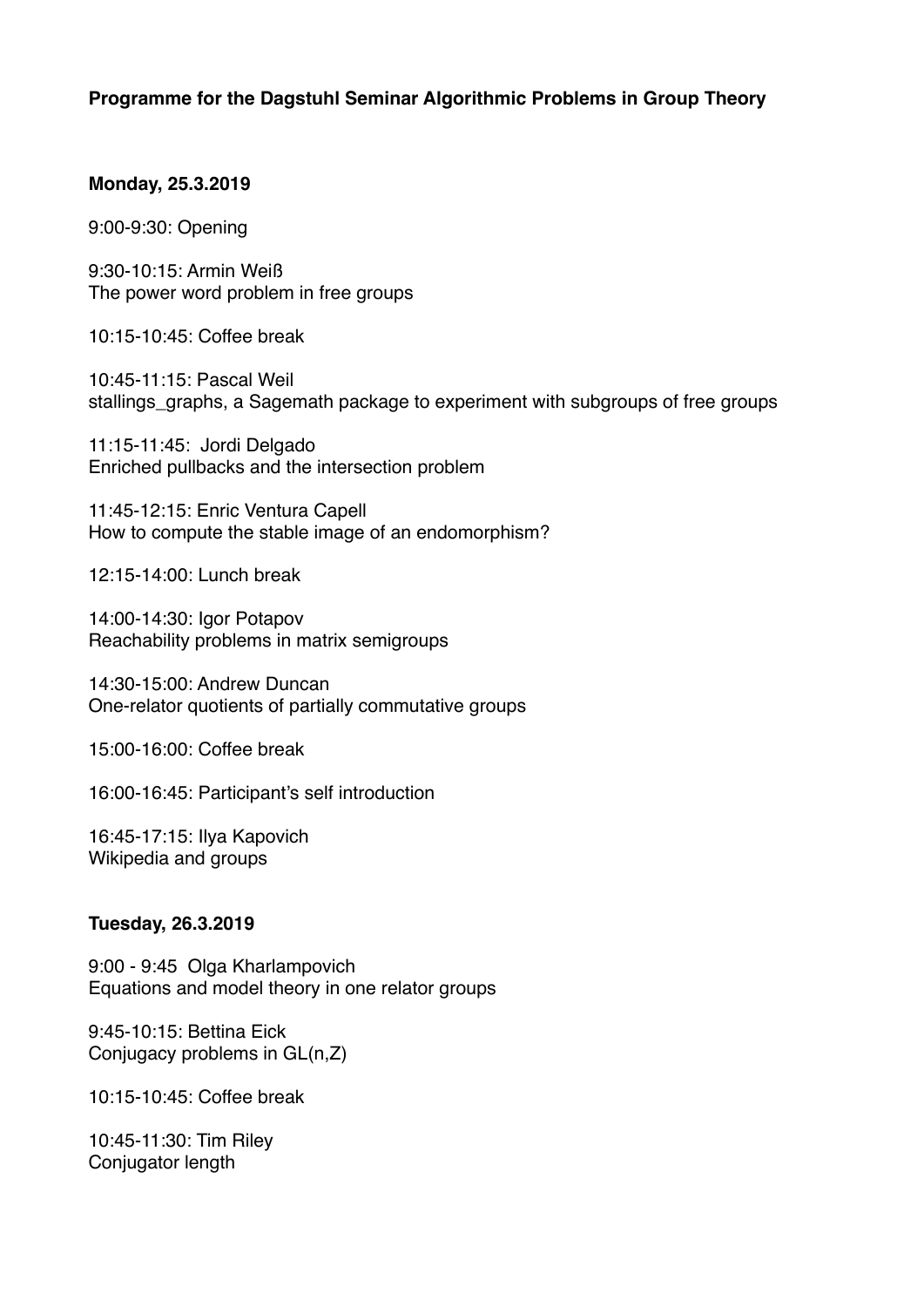**Programme for the Dagstuhl Seminar Algorithmic Problems in Group Theory**

**Monday, 25.3.2019**

9:00-9:30: Opening

9:30-10:15: Armin Weiß
The power word problem in free groups

10:15-10:45: Coffee break

10:45-11:15: Pascal Weil
stallings_graphs, a Sagemath package to experiment with subgroups of free groups

11:15-11:45: Jordi Delgado
Enriched pullbacks and the intersection problem

11:45-12:15: Enric Ventura Capell
How to compute the stable image of an endomorphism?

12:15-14:00: Lunch break

14:00-14:30: Igor Potapov
Reachability problems in matrix semigroups

14:30-15:00: Andrew Duncan
One-relator quotients of partially commutative groups

15:00-16:00: Coffee break

16:00-16:45: Participant's self introduction

16:45-17:15: Ilya Kapovich
Wikipedia and groups

**Tuesday, 26.3.2019**

9:00 - 9:45 Olga Kharlampovich
Equations and model theory in one relator groups

9:45-10:15: Bettina Eick
Conjugacy problems in GL(n,Z)

10:15-10:45: Coffee break

10:45-11:30: Tim Riley
Conjugator length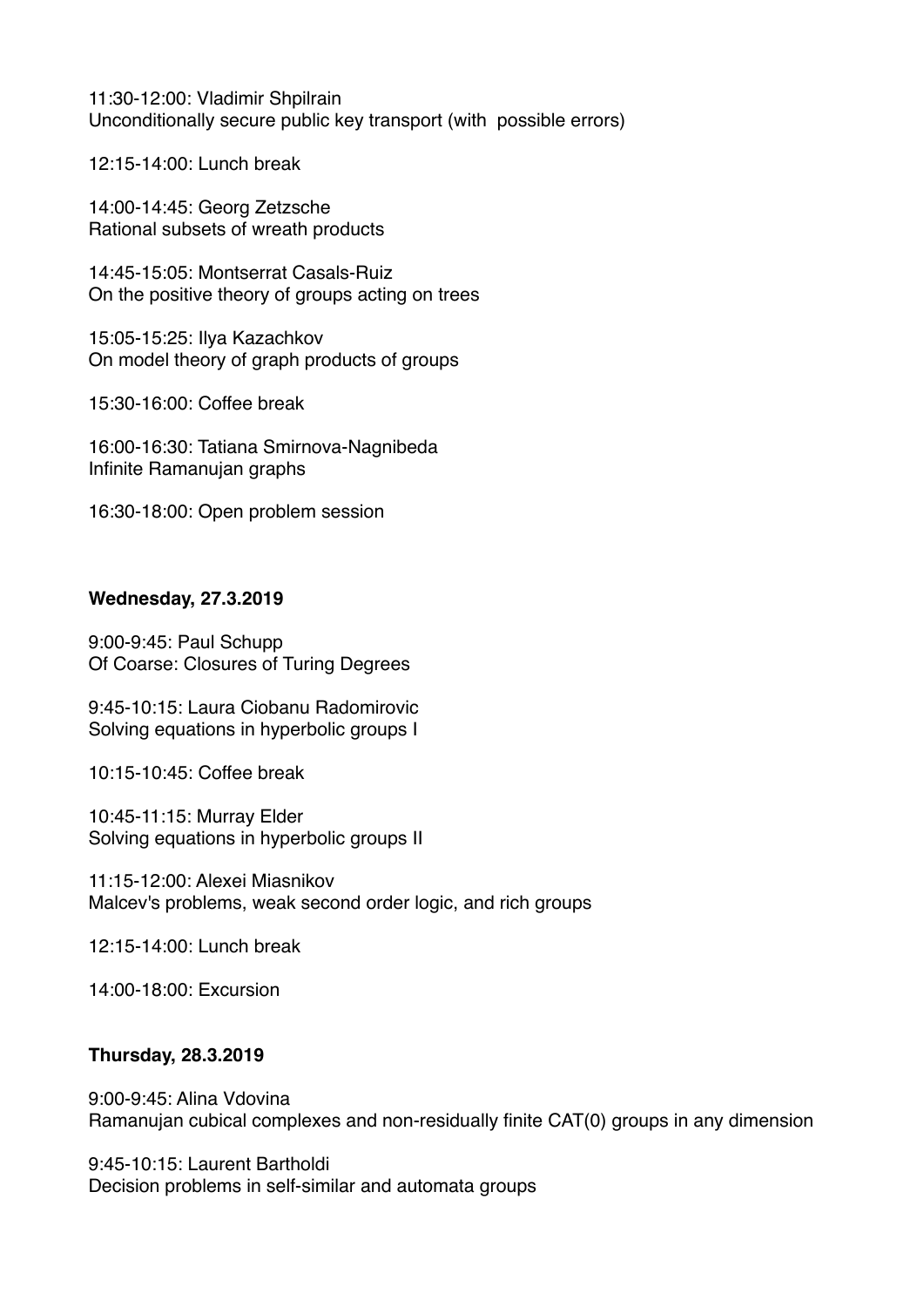11:30-12:00: Vladimir Shpilrain
Unconditionally secure public key transport (with possible errors)

12:15-14:00: Lunch break

14:00-14:45: Georg Zetzsche
Rational subsets of wreath products

14:45-15:05: Montserrat Casals-Ruiz
On the positive theory of groups acting on trees

15:05-15:25: Ilya Kazachkov
On model theory of graph products of groups

15:30-16:00: Coffee break

16:00-16:30: Tatiana Smirnova-Nagnibeda
Infinite Ramanujan graphs

16:30-18:00: Open problem session

**Wednesday, 27.3.2019**

9:00-9:45: Paul Schupp
Of Coarse: Closures of Turing Degrees

9:45-10:15: Laura Ciobanu Radomirovic
Solving equations in hyperbolic groups I

10:15-10:45: Coffee break

10:45-11:15: Murray Elder
Solving equations in hyperbolic groups II

11:15-12:00: Alexei Miasnikov
Malcev's problems, weak second order logic, and rich groups

12:15-14:00: Lunch break

14:00-18:00: Excursion

**Thursday, 28.3.2019**

9:00-9:45: Alina Vdovina
Ramanujan cubical complexes and non-residually finite CAT(0) groups in any dimension

9:45-10:15: Laurent Bartholdi
Decision problems in self-similar and automata groups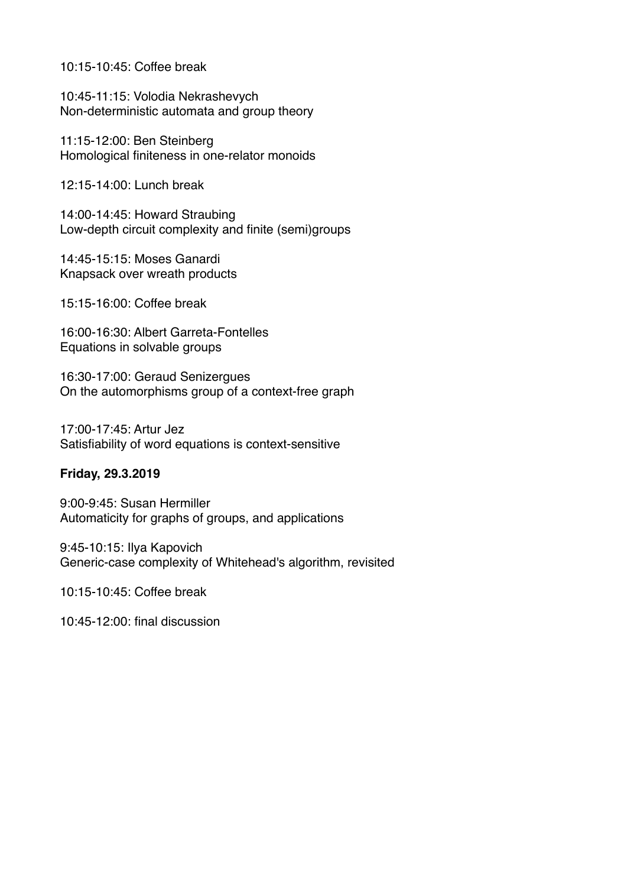10:15-10:45: Coffee break

10:45-11:15: Volodia Nekrashevych  
Non-deterministic automata and group theory

11:15-12:00: Ben Steinberg  
Homological finiteness in one-relator monoids

12:15-14:00: Lunch break

14:00-14:45: Howard Straubing  
Low-depth circuit complexity and finite (semi)groups

14:45-15:15: Moses Ganardi  
Knapsack over wreath products

15:15-16:00: Coffee break

16:00-16:30: Albert Garreta-Fontelles  
Equations in solvable groups

16:30-17:00: Geraud Senizergues  
On the automorphisms group of a context-free graph

17:00-17:45: Artur Jez  
Satisfiability of word equations is context-sensitive

**Friday, 29.3.2019**

9:00-9:45: Susan Hermiller  
Automaticity for graphs of groups, and applications

9:45-10:15: Ilya Kapovich  
Generic-case complexity of Whitehead's algorithm, revisited

10:15-10:45: Coffee break

10:45-12:00: final discussion